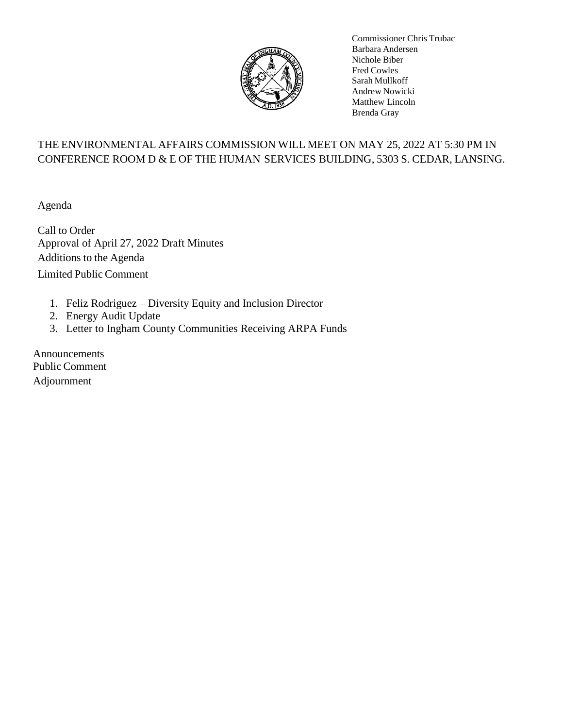Commissioner Chris Trubac
Barbara Andersen
Nichole Biber
Fred Cowles
Sarah Mullkoff
Andrew Nowicki
Matthew Lincoln
Brenda Gray

THE ENVIRONMENTAL AFFAIRS COMMISSION WILL MEET ON MAY 25, 2022 AT 5:30 PM IN CONFERENCE ROOM D & E OF THE HUMAN SERVICES BUILDING, 5303 S. CEDAR, LANSING.

Agenda

Call to Order
Approval of April 27, 2022 Draft Minutes
Additions to the Agenda
Limited Public Comment

1. Feliz Rodriguez – Diversity Equity and Inclusion Director
2. Energy Audit Update
3. Letter to Ingham County Communities Receiving ARPA Funds

Announcements
Public Comment
Adjournment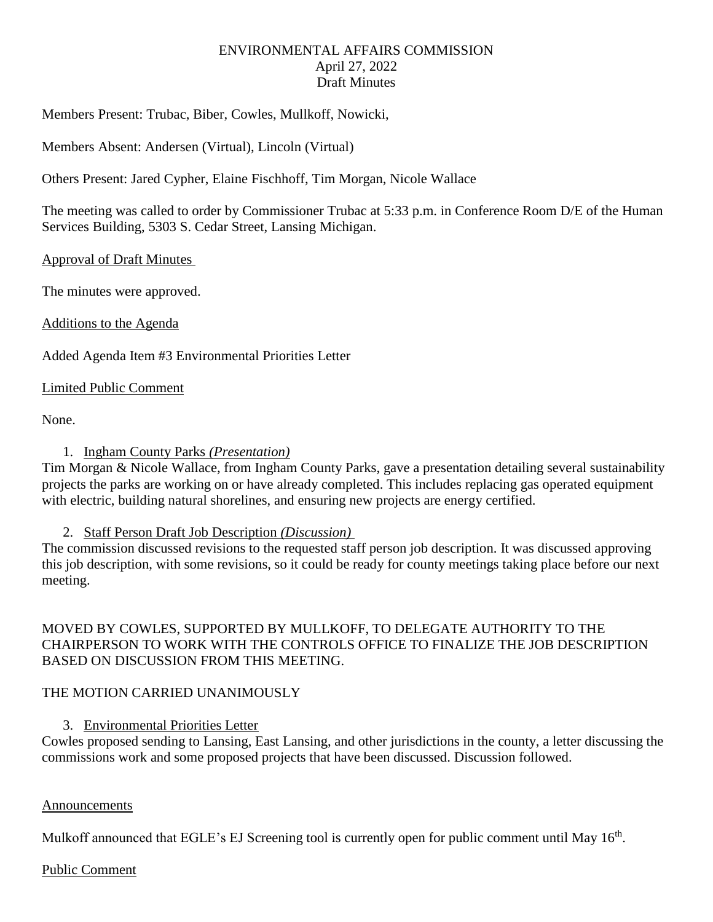ENVIRONMENTAL AFFAIRS COMMISSION
April 27, 2022
Draft Minutes

Members Present: Trubac, Biber, Cowles, Mullkoff, Nowicki,

Members Absent: Andersen (Virtual), Lincoln (Virtual)

Others Present: Jared Cypher, Elaine Fischhoff, Tim Morgan, Nicole Wallace

The meeting was called to order by Commissioner Trubac at 5:33 p.m. in Conference Room D/E of the Human Services Building, 5303 S. Cedar Street, Lansing Michigan.

Approval of Draft Minutes

The minutes were approved.

Additions to the Agenda

Added Agenda Item #3 Environmental Priorities Letter

Limited Public Comment

None.

1. Ingham County Parks *(Presentation)*

Tim Morgan & Nicole Wallace, from Ingham County Parks, gave a presentation detailing several sustainability projects the parks are working on or have already completed. This includes replacing gas operated equipment with electric, building natural shorelines, and ensuring new projects are energy certified.

2. Staff Person Draft Job Description *(Discussion)*

The commission discussed revisions to the requested staff person job description. It was discussed approving this job description, with some revisions, so it could be ready for county meetings taking place before our next meeting.

MOVED BY COWLES, SUPPORTED BY MULLKOFF, TO DELEGATE AUTHORITY TO THE CHAIRPERSON TO WORK WITH THE CONTROLS OFFICE TO FINALIZE THE JOB DESCRIPTION BASED ON DISCUSSION FROM THIS MEETING.

THE MOTION CARRIED UNANIMOUSLY

3. Environmental Priorities Letter

Cowles proposed sending to Lansing, East Lansing, and other jurisdictions in the county, a letter discussing the commissions work and some proposed projects that have been discussed. Discussion followed.

Announcements

Mulkoff announced that EGLE's EJ Screening tool is currently open for public comment until May 16th.

Public Comment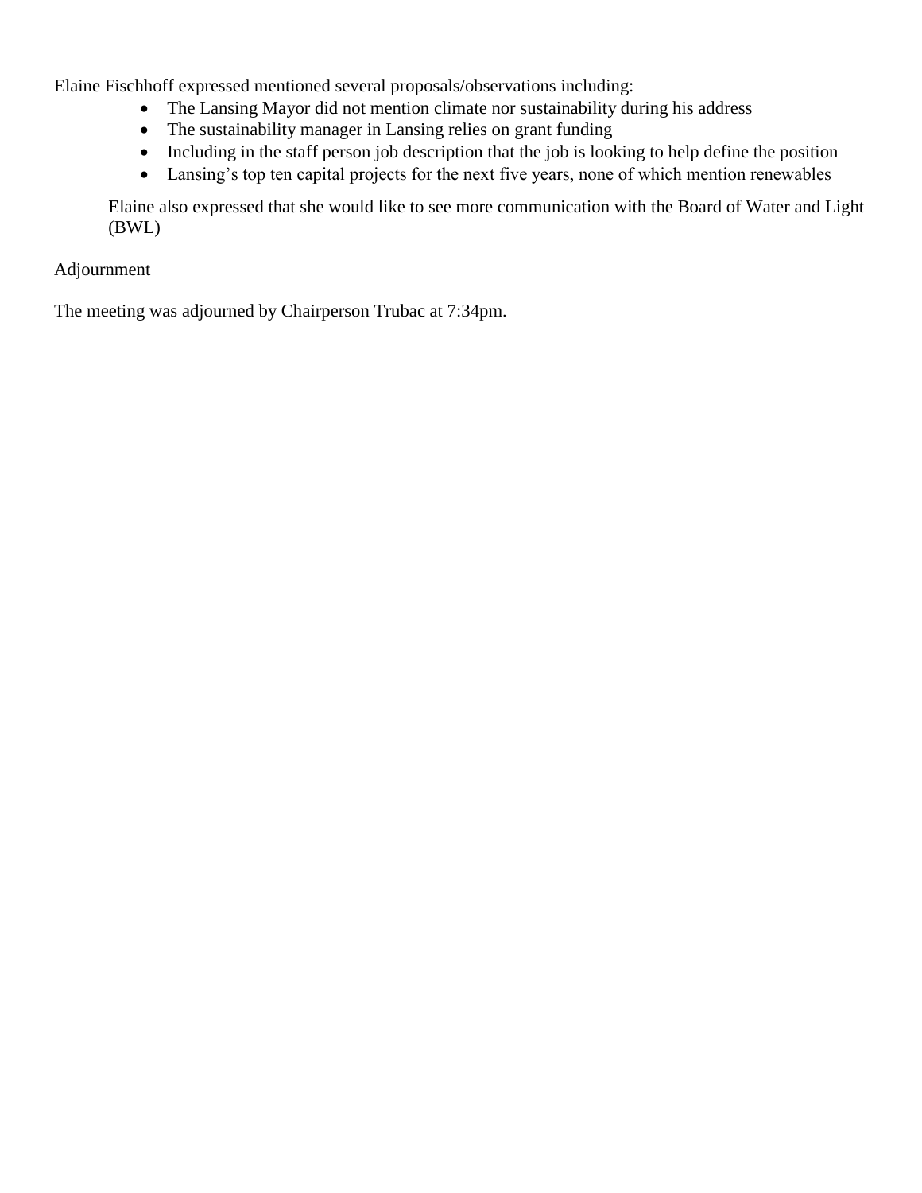Elaine Fischhoff expressed mentioned several proposals/observations including:

- The Lansing Mayor did not mention climate nor sustainability during his address
- The sustainability manager in Lansing relies on grant funding
- Including in the staff person job description that the job is looking to help define the position
- Lansing's top ten capital projects for the next five years, none of which mention renewables

Elaine also expressed that she would like to see more communication with the Board of Water and Light (BWL)

Adjournment

The meeting was adjourned by Chairperson Trubac at 7:34pm.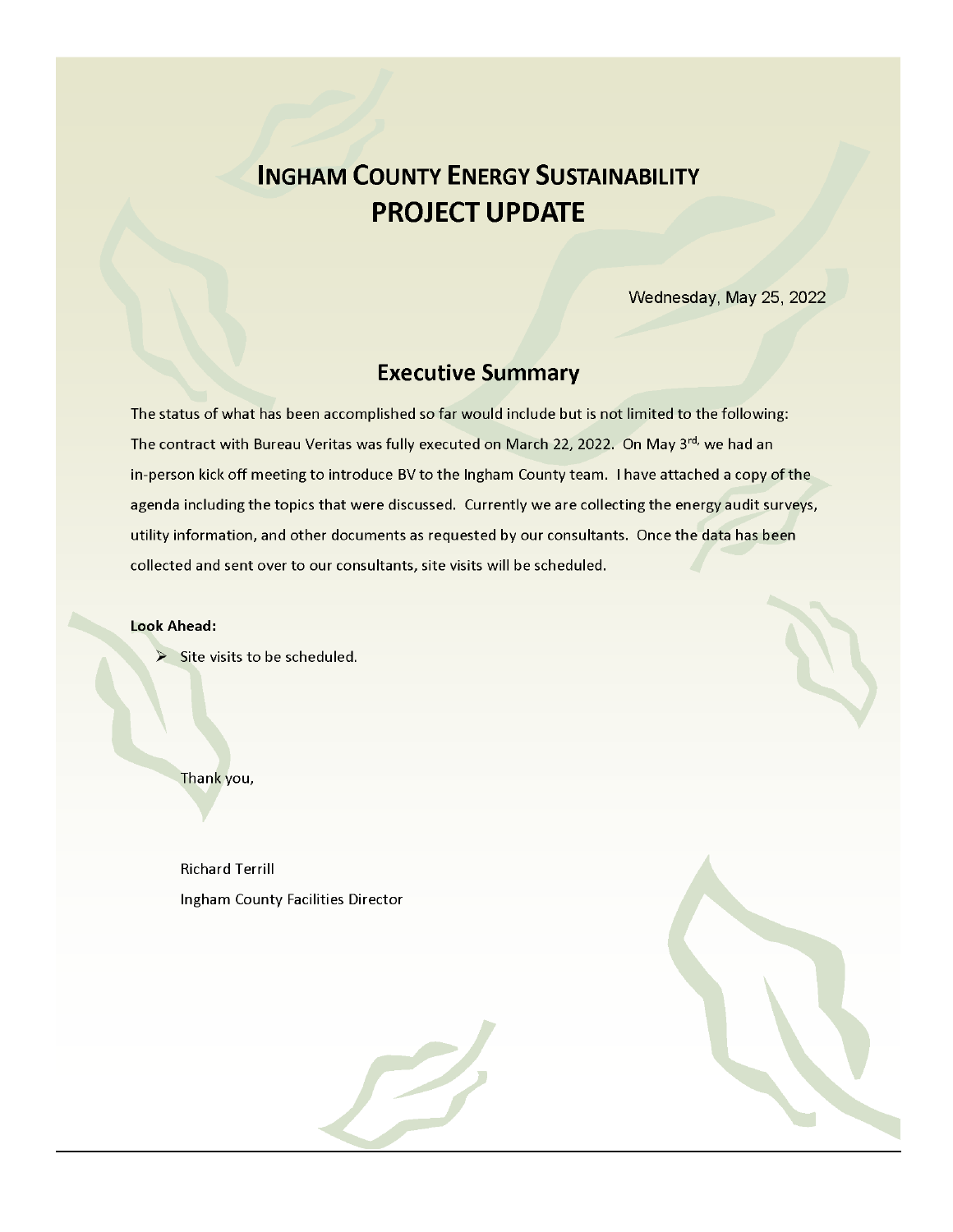# INGHAM COUNTY ENERGY SUSTAINABILITY
# PROJECT UPDATE

Wednesday, May 25, 2022

## Executive Summary

The status of what has been accomplished so far would include but is not limited to the following: The contract with Bureau Veritas was fully executed on March 22, 2022. On May 3rd, we had an in-person kick off meeting to introduce BV to the Ingham County team. I have attached a copy of the agenda including the topics that were discussed. Currently we are collecting the energy audit surveys, utility information, and other documents as requested by our consultants. Once the data has been collected and sent over to our consultants, site visits will be scheduled.

**Look Ahead:**

- Site visits to be scheduled.

Thank you,

Richard Terrill
Ingham County Facilities Director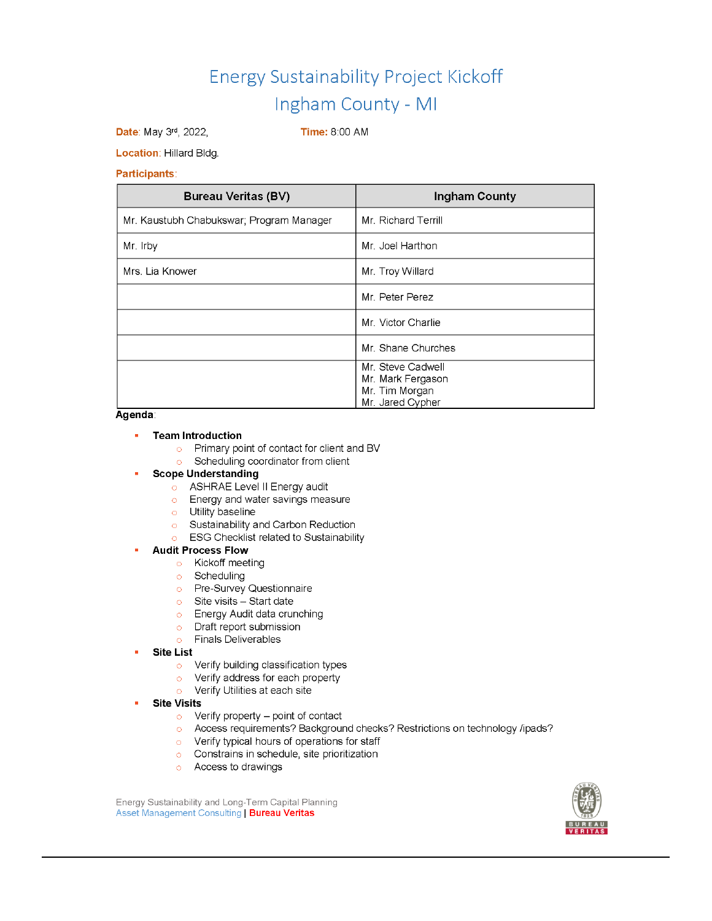# Energy Sustainability Project Kickoff
# Ingham County - MI

**Date**: May 3rd, 2022, **Time:** 8:00 AM

**Location**: Hillard Bldg.

**Participants**:

| Bureau Veritas (BV) | Ingham County |
|---|---|
| Mr. Kaustubh Chabukswar; Program Manager | Mr. Richard Terrill |
| Mr. Irby | Mr. Joel Harthon |
| Mrs. Lia Knower | Mr. Troy Willard |
| | Mr. Peter Perez |
| | Mr. Victor Charlie |
| | Mr. Shane Churches |
| | Mr. Steve Cadwell<br>Mr. Mark Fergason<br>Mr. Tim Morgan<br>Mr. Jared Cypher |

**Agenda**:

- **Team Introduction**
  - Primary point of contact for client and BV
  - Scheduling coordinator from client
- **Scope Understanding**
  - ASHRAE Level II Energy audit
  - Energy and water savings measure
  - Utility baseline
  - Sustainability and Carbon Reduction
  - ESG Checklist related to Sustainability
- **Audit Process Flow**
  - Kickoff meeting
  - Scheduling
  - Pre-Survey Questionnaire
  - Site visits – Start date
  - Energy Audit data crunching
  - Draft report submission
  - Finals Deliverables
- **Site List**
  - Verify building classification types
  - Verify address for each property
  - Verify Utilities at each site
- **Site Visits**
  - Verify property – point of contact
  - Access requirements? Background checks? Restrictions on technology /ipads?
  - Verify typical hours of operations for staff
  - Constrains in schedule, site prioritization
  - Access to drawings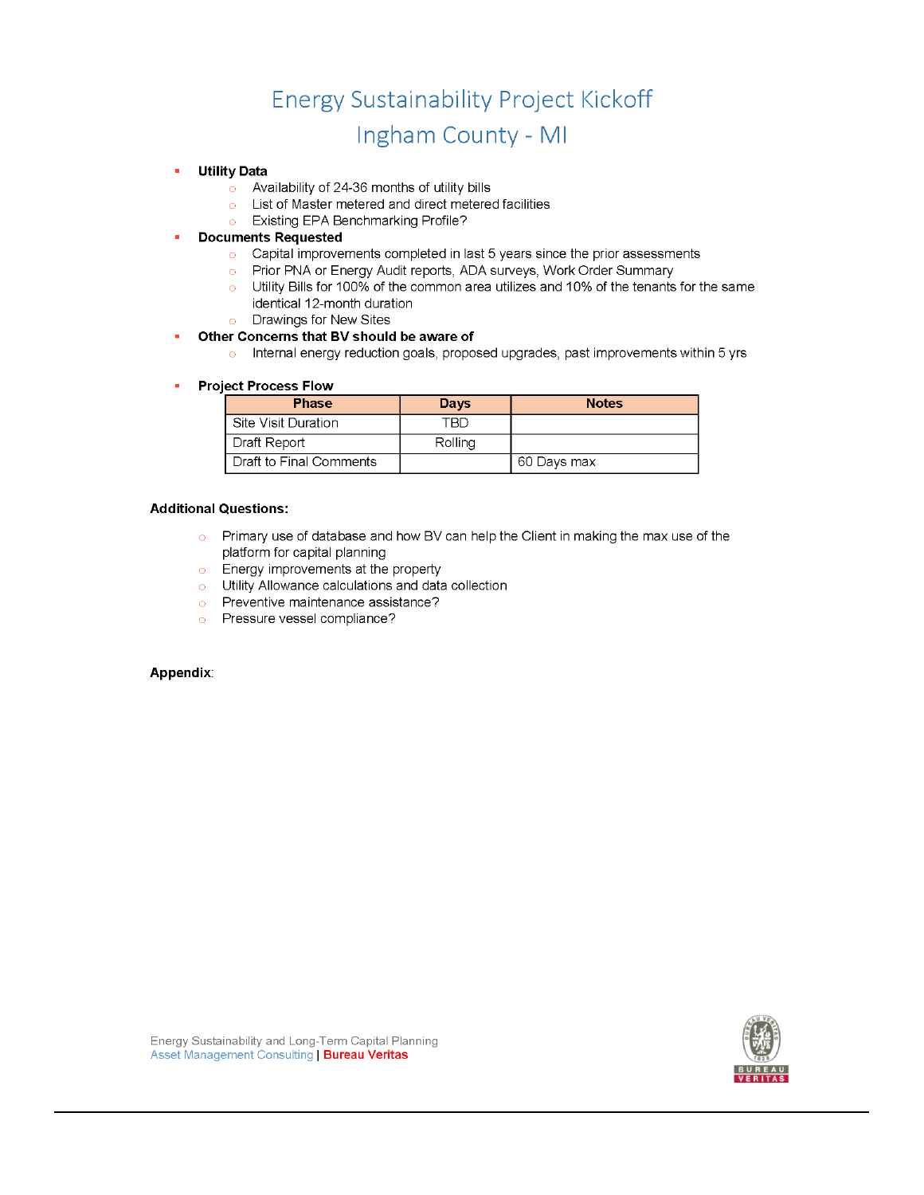# Energy Sustainability Project Kickoff

# Ingham County - MI

- **Utility Data**
  - Availability of 24-36 months of utility bills
  - List of Master metered and direct metered facilities
  - Existing EPA Benchmarking Profile?
- **Documents Requested**
  - Capital improvements completed in last 5 years since the prior assessments
  - Prior PNA or Energy Audit reports, ADA surveys, Work Order Summary
  - Utility Bills for 100% of the common area utilizes and 10% of the tenants for the same identical 12-month duration
  - Drawings for New Sites
- **Other Concerns that BV should be aware of**
  - Internal energy reduction goals, proposed upgrades, past improvements within 5 yrs
- **Project Process Flow**

| Phase | Days | Notes |
|---|---|---|
| Site Visit Duration | TBD | |
| Draft Report | Rolling | |
| Draft to Final Comments | | 60 Days max |

**Additional Questions:**

- Primary use of database and how BV can help the Client in making the max use of the platform for capital planning
- Energy improvements at the property
- Utility Allowance calculations and data collection
- Preventive maintenance assistance?
- Pressure vessel compliance?

**Appendix**: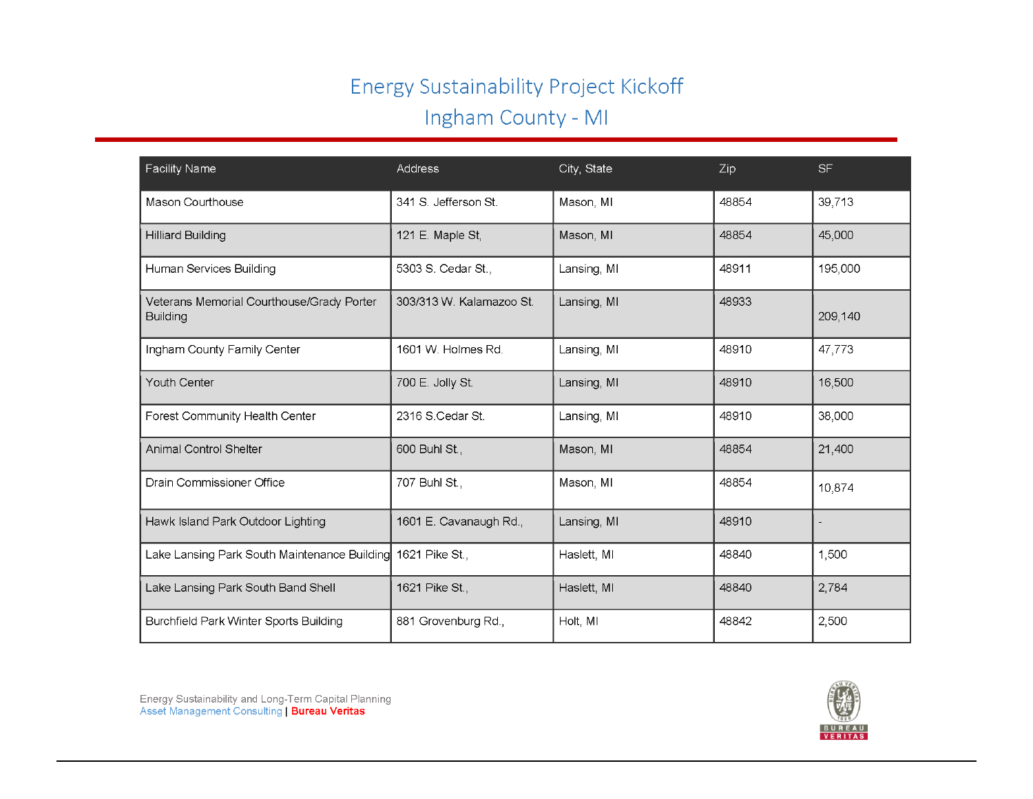# Energy Sustainability Project Kickoff

## Ingham County - MI

| Facility Name | Address | City, State | Zip | SF |
|---|---|---|---|---|
| Mason Courthouse | 341 S. Jefferson St. | Mason, MI | 48854 | 39,713 |
| Hilliard Building | 121 E. Maple St, | Mason, MI | 48854 | 45,000 |
| Human Services Building | 5303 S. Cedar St., | Lansing, MI | 48911 | 195,000 |
| Veterans Memorial Courthouse/Grady Porter Building | 303/313 W. Kalamazoo St. | Lansing, MI | 48933 | 209,140 |
| Ingham County Family Center | 1601 W. Holmes Rd. | Lansing, MI | 48910 | 47,773 |
| Youth Center | 700 E. Jolly St. | Lansing, MI | 48910 | 16,500 |
| Forest Community Health Center | 2316 S.Cedar St. | Lansing, MI | 48910 | 38,000 |
| Animal Control Shelter | 600 Buhl St., | Mason, MI | 48854 | 21,400 |
| Drain Commissioner Office | 707 Buhl St., | Mason, MI | 48854 | 10,874 |
| Hawk Island Park Outdoor Lighting | 1601 E. Cavanaugh Rd., | Lansing, MI | 48910 | - |
| Lake Lansing Park South Maintenance Building | 1621 Pike St., | Haslett, MI | 48840 | 1,500 |
| Lake Lansing Park South Band Shell | 1621 Pike St., | Haslett, MI | 48840 | 2,784 |
| Burchfield Park Winter Sports Building | 881 Grovenburg Rd., | Holt, MI | 48842 | 2,500 |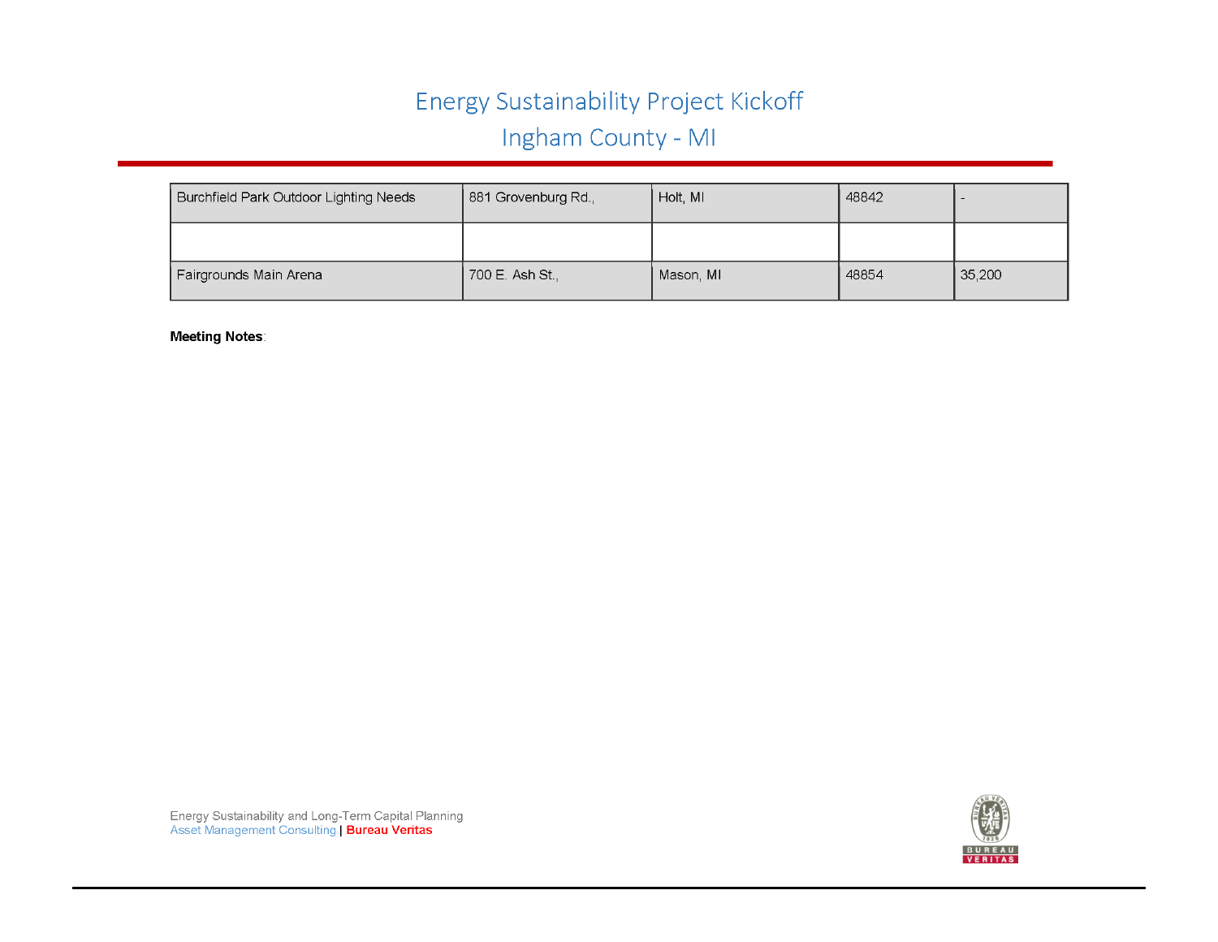| | | | | |
|---|---|---|---|---|
| Burchfield Park Outdoor Lighting Needs | 881 Grovenburg Rd., | Holt, MI | 48842 | - |
| | | | | |
| Fairgrounds Main Arena | 700 E. Ash St., | Mason, MI | 48854 | 35,200 |

**Meeting Notes**: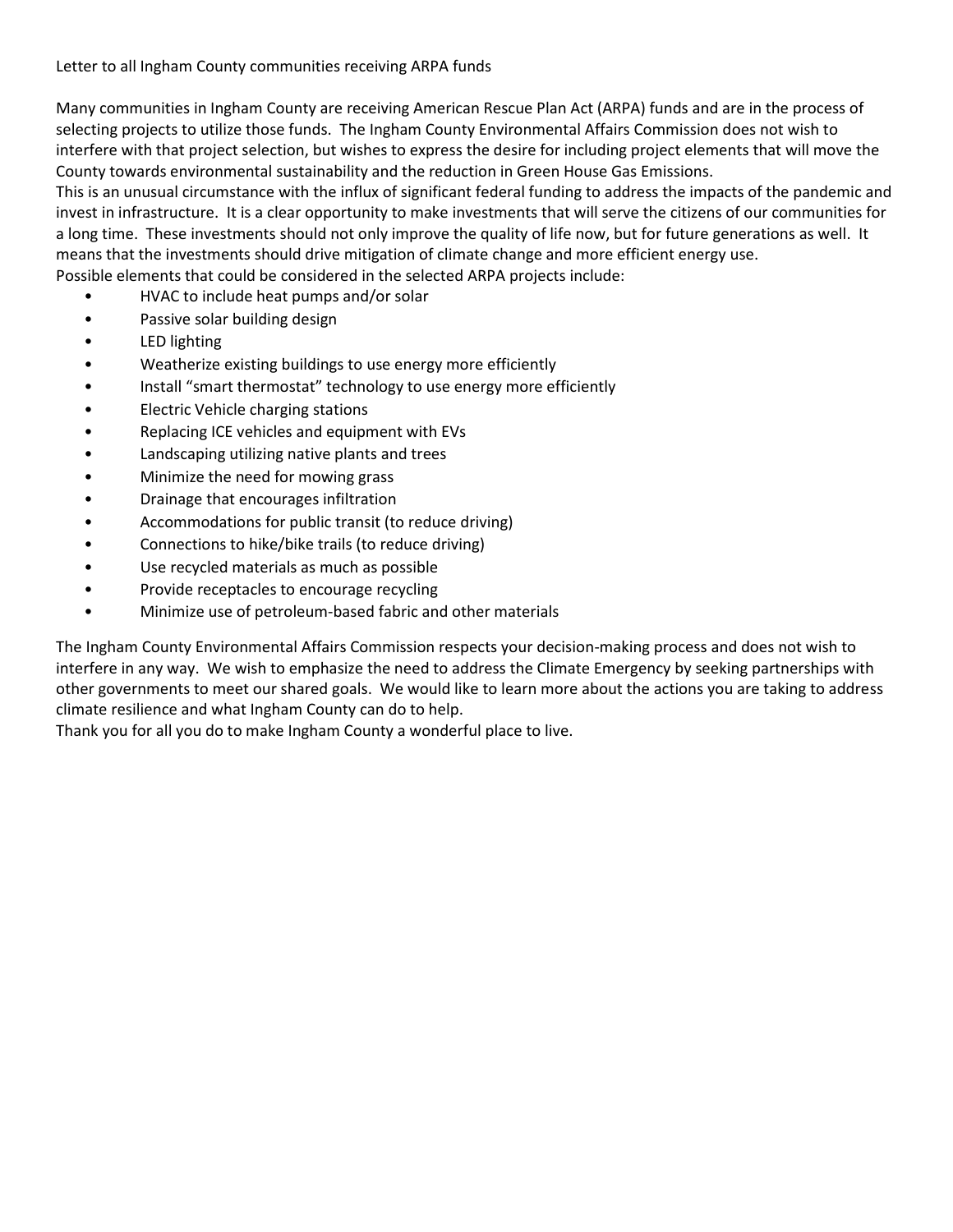Letter to all Ingham County communities receiving ARPA funds

Many communities in Ingham County are receiving American Rescue Plan Act (ARPA) funds and are in the process of selecting projects to utilize those funds. The Ingham County Environmental Affairs Commission does not wish to interfere with that project selection, but wishes to express the desire for including project elements that will move the County towards environmental sustainability and the reduction in Green House Gas Emissions.

This is an unusual circumstance with the influx of significant federal funding to address the impacts of the pandemic and invest in infrastructure. It is a clear opportunity to make investments that will serve the citizens of our communities for a long time. These investments should not only improve the quality of life now, but for future generations as well. It means that the investments should drive mitigation of climate change and more efficient energy use.

Possible elements that could be considered in the selected ARPA projects include:

- HVAC to include heat pumps and/or solar
- Passive solar building design
- LED lighting
- Weatherize existing buildings to use energy more efficiently
- Install "smart thermostat" technology to use energy more efficiently
- Electric Vehicle charging stations
- Replacing ICE vehicles and equipment with EVs
- Landscaping utilizing native plants and trees
- Minimize the need for mowing grass
- Drainage that encourages infiltration
- Accommodations for public transit (to reduce driving)
- Connections to hike/bike trails (to reduce driving)
- Use recycled materials as much as possible
- Provide receptacles to encourage recycling
- Minimize use of petroleum-based fabric and other materials

The Ingham County Environmental Affairs Commission respects your decision-making process and does not wish to interfere in any way. We wish to emphasize the need to address the Climate Emergency by seeking partnerships with other governments to meet our shared goals. We would like to learn more about the actions you are taking to address climate resilience and what Ingham County can do to help.

Thank you for all you do to make Ingham County a wonderful place to live.